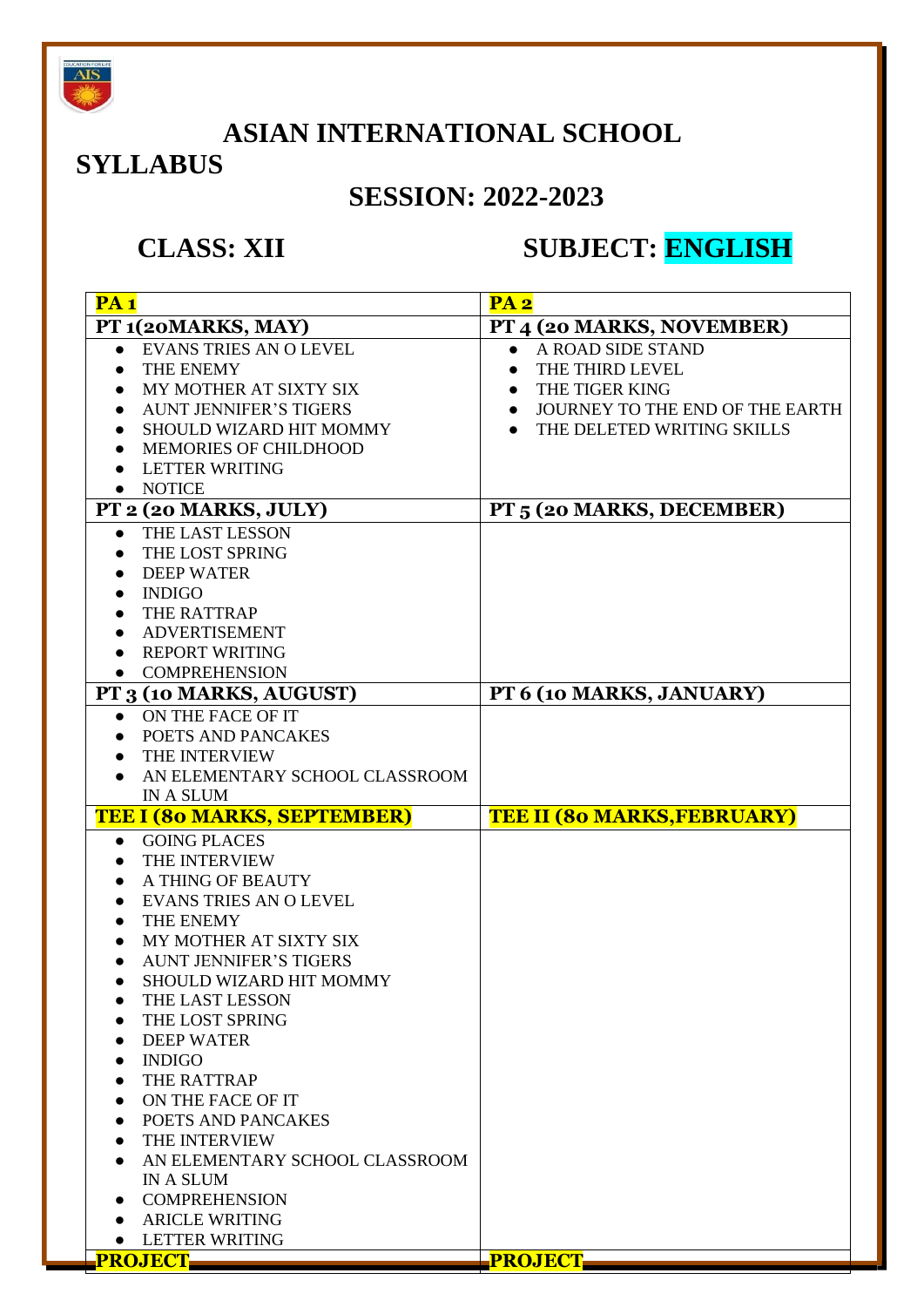# ASIAN INTERNATIONAL SCHOOL

## SYLLABUS

## SESSION: 2022-2023

## CLASS: XII &nbsp;&nbsp;&nbsp;&nbsp; SUBJECT: ENGLISH

| **PA 1** | **PA 2** |
|---|---|
| **PT 1(20MARKS, MAY)** | **PT 4 (20 MARKS, NOVEMBER)** |
| • EVANS TRIES AN O LEVEL<br>• THE ENEMY<br>• MY MOTHER AT SIXTY SIX<br>• AUNT JENNIFER'S TIGERS<br>• SHOULD WIZARD HIT MOMMY<br>• MEMORIES OF CHILDHOOD<br>• LETTER WRITING<br>• NOTICE | • A ROAD SIDE STAND<br>• THE THIRD LEVEL<br>• THE TIGER KING<br>• JOURNEY TO THE END OF THE EARTH<br>• THE DELETED WRITING SKILLS |
| **PT 2 (20 MARKS, JULY)** | **PT 5 (20 MARKS, DECEMBER)** |
| • THE LAST LESSON<br>• THE LOST SPRING<br>• DEEP WATER<br>• INDIGO<br>• THE RATTRAP<br>• ADVERTISEMENT<br>• REPORT WRITING<br>• COMPREHENSION | |
| **PT 3 (10 MARKS, AUGUST)** | **PT 6 (10 MARKS, JANUARY)** |
| • ON THE FACE OF IT<br>• POETS AND PANCAKES<br>• THE INTERVIEW<br>• AN ELEMENTARY SCHOOL CLASSROOM IN A SLUM | |
| **TEE I (80 MARKS, SEPTEMBER)** | **TEE II (80 MARKS,FEBRUARY)** |
| • GOING PLACES<br>• THE INTERVIEW<br>• A THING OF BEAUTY<br>• EVANS TRIES AN O LEVEL<br>• THE ENEMY<br>• MY MOTHER AT SIXTY SIX<br>• AUNT JENNIFER'S TIGERS<br>• SHOULD WIZARD HIT MOMMY<br>• THE LAST LESSON<br>• THE LOST SPRING<br>• DEEP WATER<br>• INDIGO<br>• THE RATTRAP<br>• ON THE FACE OF IT<br>• POETS AND PANCAKES<br>• THE INTERVIEW<br>• AN ELEMENTARY SCHOOL CLASSROOM IN A SLUM<br>• COMPREHENSION<br>• ARICLE WRITING<br>• LETTER WRITING | |
| **PROJECT** | **PROJECT** |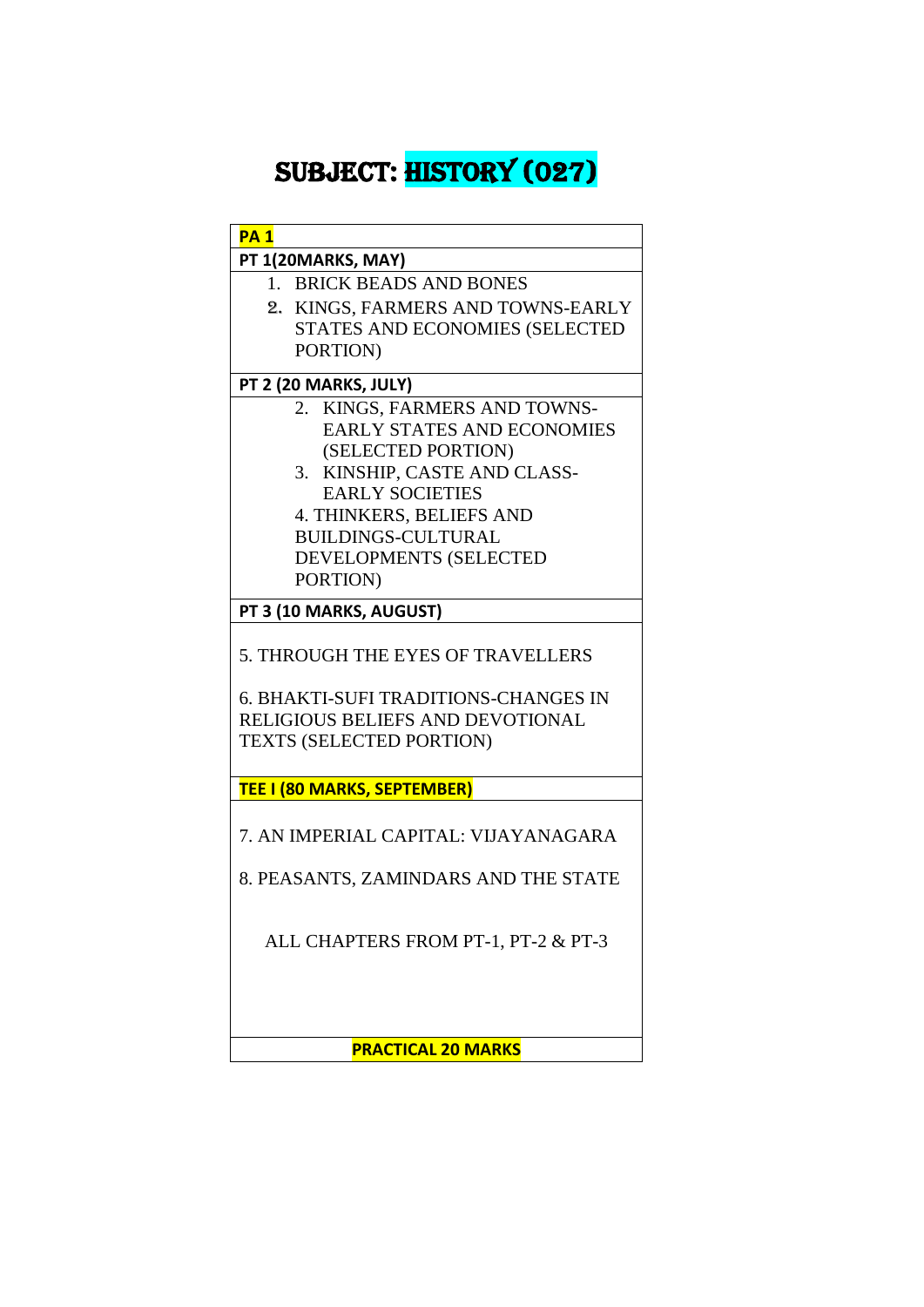# SUBJECT: HISTORY (027)

| PA 1 |
|---|
| **PT 1(20MARKS, MAY)** |
| 1. BRICK BEADS AND BONES<br>2. KINGS, FARMERS AND TOWNS-EARLY STATES AND ECONOMIES (SELECTED PORTION) |
| **PT 2 (20 MARKS, JULY)** |
| 2. KINGS, FARMERS AND TOWNS-EARLY STATES AND ECONOMIES (SELECTED PORTION)<br>3. KINSHIP, CASTE AND CLASS-EARLY SOCIETIES<br>4. THINKERS, BELIEFS AND BUILDINGS-CULTURAL DEVELOPMENTS (SELECTED PORTION) |
| **PT 3 (10 MARKS, AUGUST)** |
| 5. THROUGH THE EYES OF TRAVELLERS<br><br>6. BHAKTI-SUFI TRADITIONS-CHANGES IN RELIGIOUS BELIEFS AND DEVOTIONAL TEXTS (SELECTED PORTION) |
| **TEE I (80 MARKS, SEPTEMBER)** |
| 7. AN IMPERIAL CAPITAL: VIJAYANAGARA<br><br>8. PEASANTS, ZAMINDARS AND THE STATE<br><br>ALL CHAPTERS FROM PT-1, PT-2 & PT-3 |
| **PRACTICAL 20 MARKS** |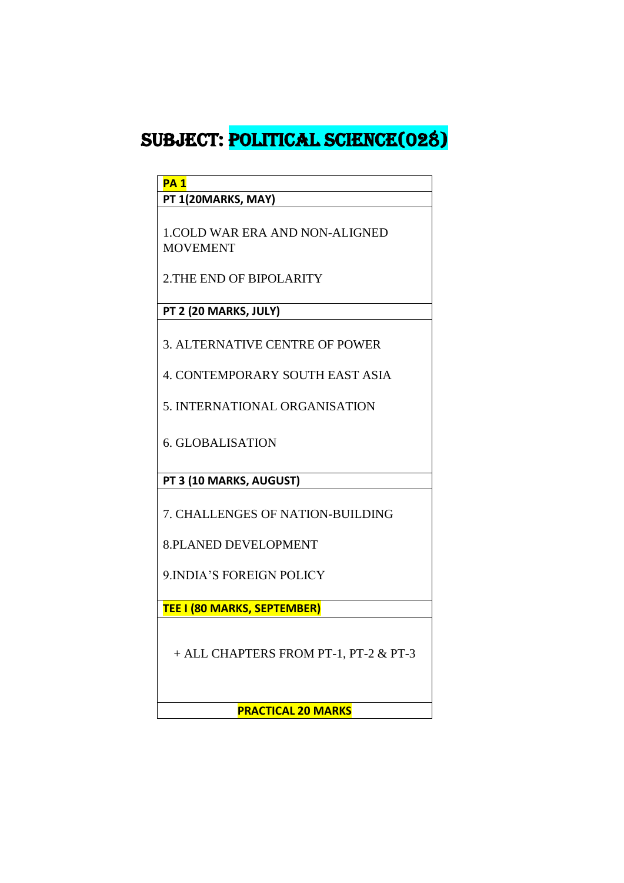# SUBJECT: POLITICAL SCIENCE(028)

| **PA 1** |
|---|
| **PT 1(20MARKS, MAY)** |
| 1.COLD WAR ERA AND NON-ALIGNED MOVEMENT<br><br>2.THE END OF BIPOLARITY |
| **PT 2 (20 MARKS, JULY)** |
| 3. ALTERNATIVE CENTRE OF POWER<br><br>4. CONTEMPORARY SOUTH EAST ASIA<br><br>5. INTERNATIONAL ORGANISATION<br><br>6. GLOBALISATION |
| **PT 3 (10 MARKS, AUGUST)** |
| 7. CHALLENGES OF NATION-BUILDING<br><br>8.PLANED DEVELOPMENT<br><br>9.INDIA'S FOREIGN POLICY |
| **TEE I (80 MARKS, SEPTEMBER)** |
| + ALL CHAPTERS FROM PT-1, PT-2 & PT-3 |
| **PRACTICAL 20 MARKS** |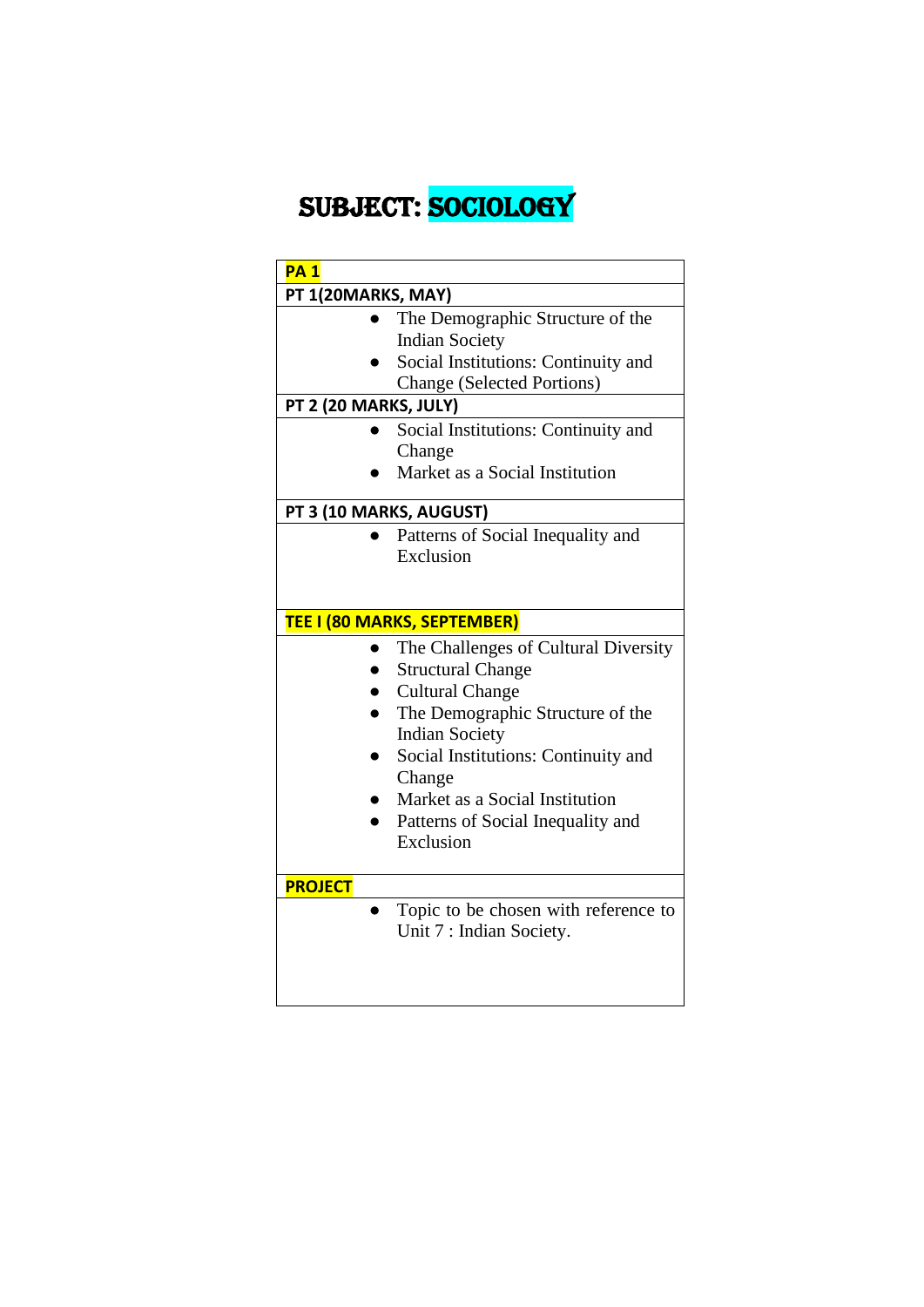# SUBJECT: SOCIOLOGY

| **PA 1** |
|---|
| **PT 1(20MARKS, MAY)** |
| • The Demographic Structure of the Indian Society<br>• Social Institutions: Continuity and Change (Selected Portions) |
| **PT 2 (20 MARKS, JULY)** |
| • Social Institutions: Continuity and Change<br>• Market as a Social Institution |
| **PT 3 (10 MARKS, AUGUST)** |
| • Patterns of Social Inequality and Exclusion |
| **TEE I (80 MARKS, SEPTEMBER)** |
| • The Challenges of Cultural Diversity<br>• Structural Change<br>• Cultural Change<br>• The Demographic Structure of the Indian Society<br>• Social Institutions: Continuity and Change<br>• Market as a Social Institution<br>• Patterns of Social Inequality and Exclusion |
| **PROJECT** |
| • Topic to be chosen with reference to Unit 7 : Indian Society. |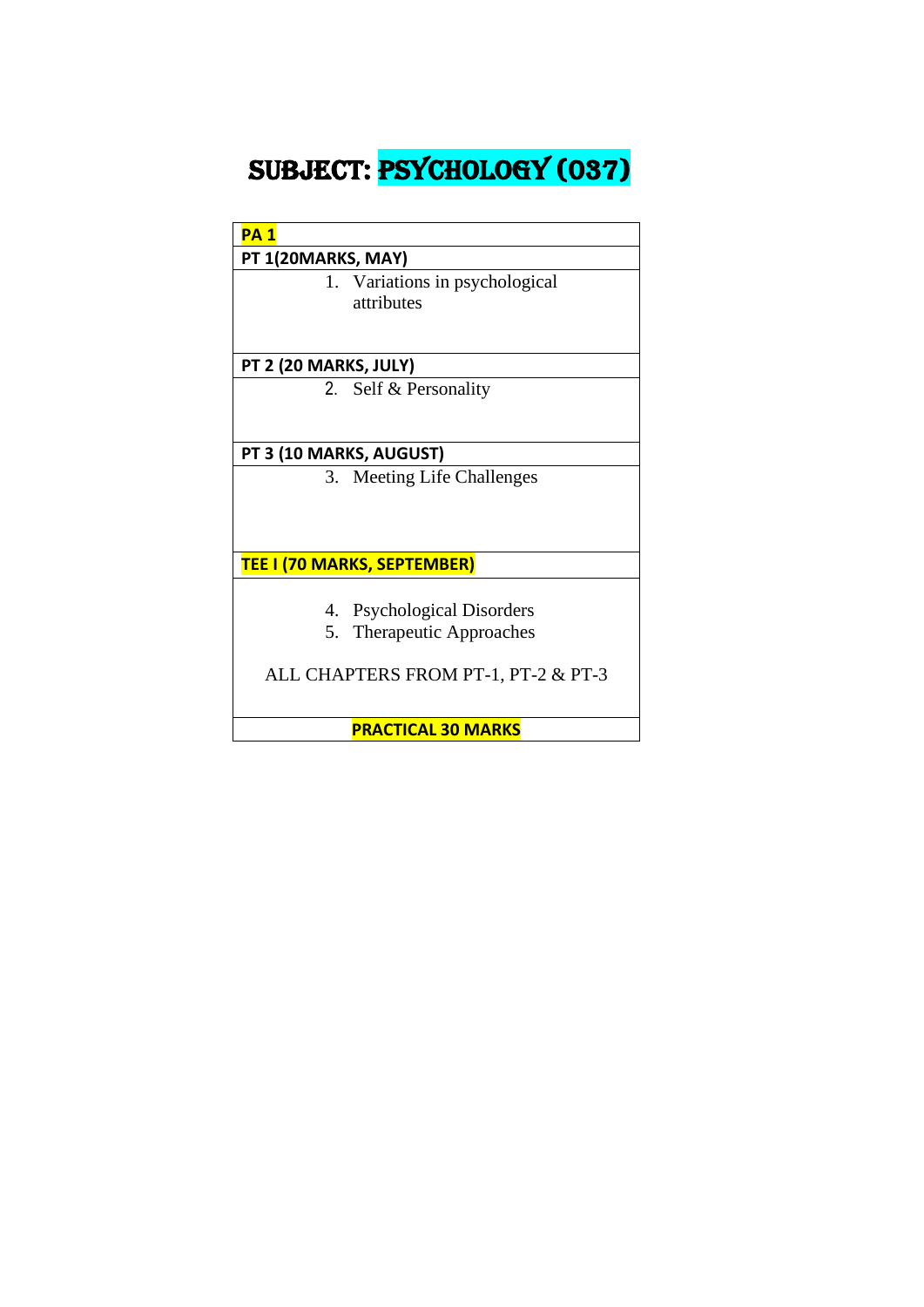# SUBJECT: PSYCHOLOGY (037)

| **PA 1** |
|---|
| **PT 1(20MARKS, MAY)** |
| 1. Variations in psychological attributes |
| **PT 2 (20 MARKS, JULY)** |
| 2. Self & Personality |
| **PT 3 (10 MARKS, AUGUST)** |
| 3. Meeting Life Challenges |
| **TEE I (70 MARKS, SEPTEMBER)** |
| 4. Psychological Disorders<br>5. Therapeutic Approaches<br><br>ALL CHAPTERS FROM PT-1, PT-2 & PT-3 |
| **PRACTICAL 30 MARKS** |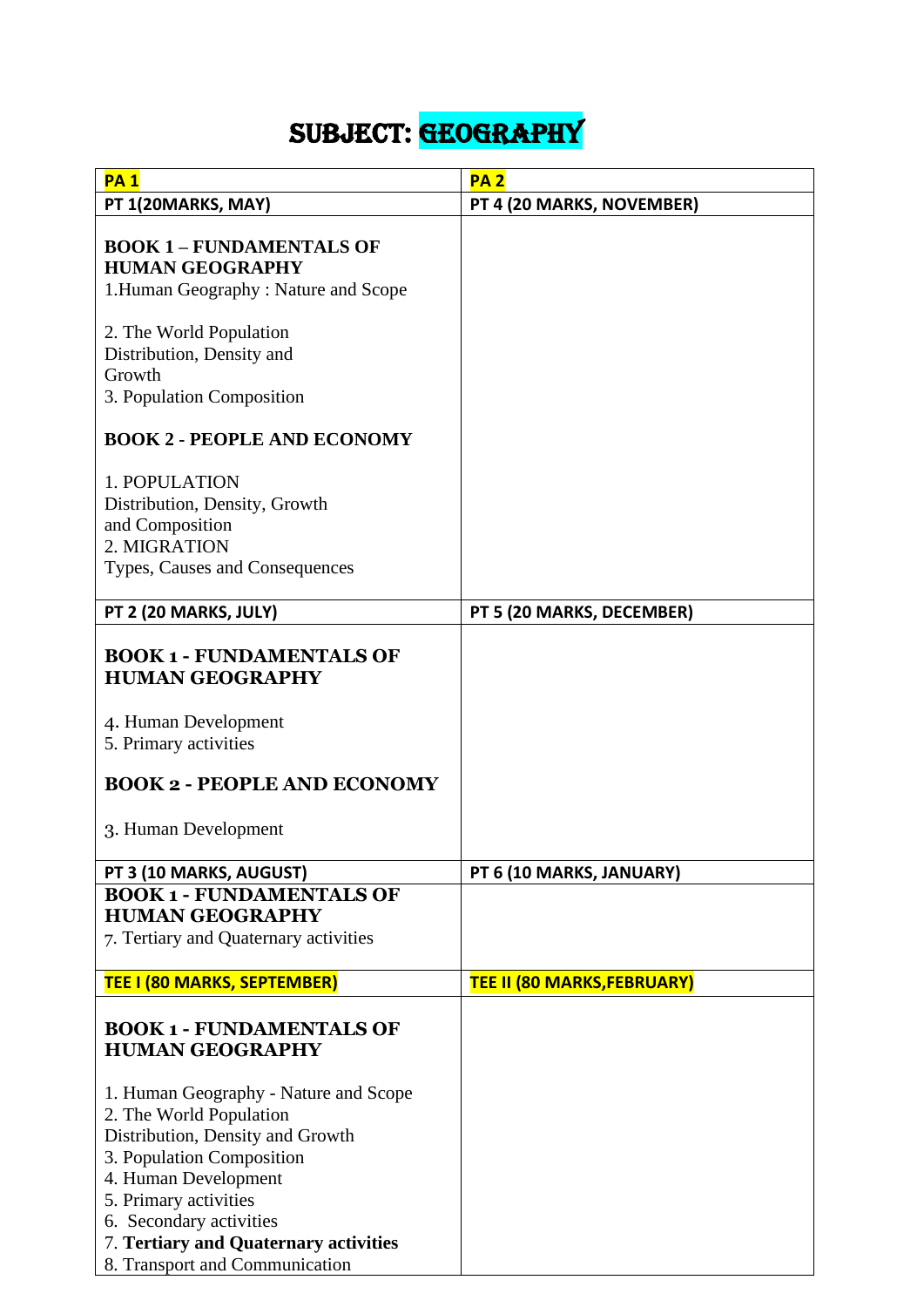# SUBJECT: GEOGRAPHY

| PA 1 | PA 2 |
| --- | --- |
| **PT 1(20MARKS, MAY)** | **PT 4 (20 MARKS, NOVEMBER)** |
| **BOOK 1 – FUNDAMENTALS OF HUMAN GEOGRAPHY**<br>1.Human Geography : Nature and Scope<br><br>2. The World Population Distribution, Density and Growth<br>3. Population Composition<br><br>**BOOK 2 - PEOPLE AND ECONOMY**<br><br>1. POPULATION Distribution, Density, Growth and Composition<br>2. MIGRATION Types, Causes and Consequences | |
| **PT 2 (20 MARKS, JULY)** | **PT 5 (20 MARKS, DECEMBER)** |
| **BOOK 1 - FUNDAMENTALS OF HUMAN GEOGRAPHY**<br><br>4. Human Development<br>5. Primary activities<br><br>**BOOK 2 - PEOPLE AND ECONOMY**<br><br>3. Human Development | |
| **PT 3 (10 MARKS, AUGUST)** | **PT 6 (10 MARKS, JANUARY)** |
| **BOOK 1 - FUNDAMENTALS OF HUMAN GEOGRAPHY**<br>7. Tertiary and Quaternary activities | |
| **TEE I (80 MARKS, SEPTEMBER)** | **TEE II (80 MARKS,FEBRUARY)** |
| **BOOK 1 - FUNDAMENTALS OF HUMAN GEOGRAPHY**<br><br>1. Human Geography - Nature and Scope<br>2. The World Population Distribution, Density and Growth<br>3. Population Composition<br>4. Human Development<br>5. Primary activities<br>6. Secondary activities<br>7. **Tertiary and Quaternary activities**<br>8. Transport and Communication | |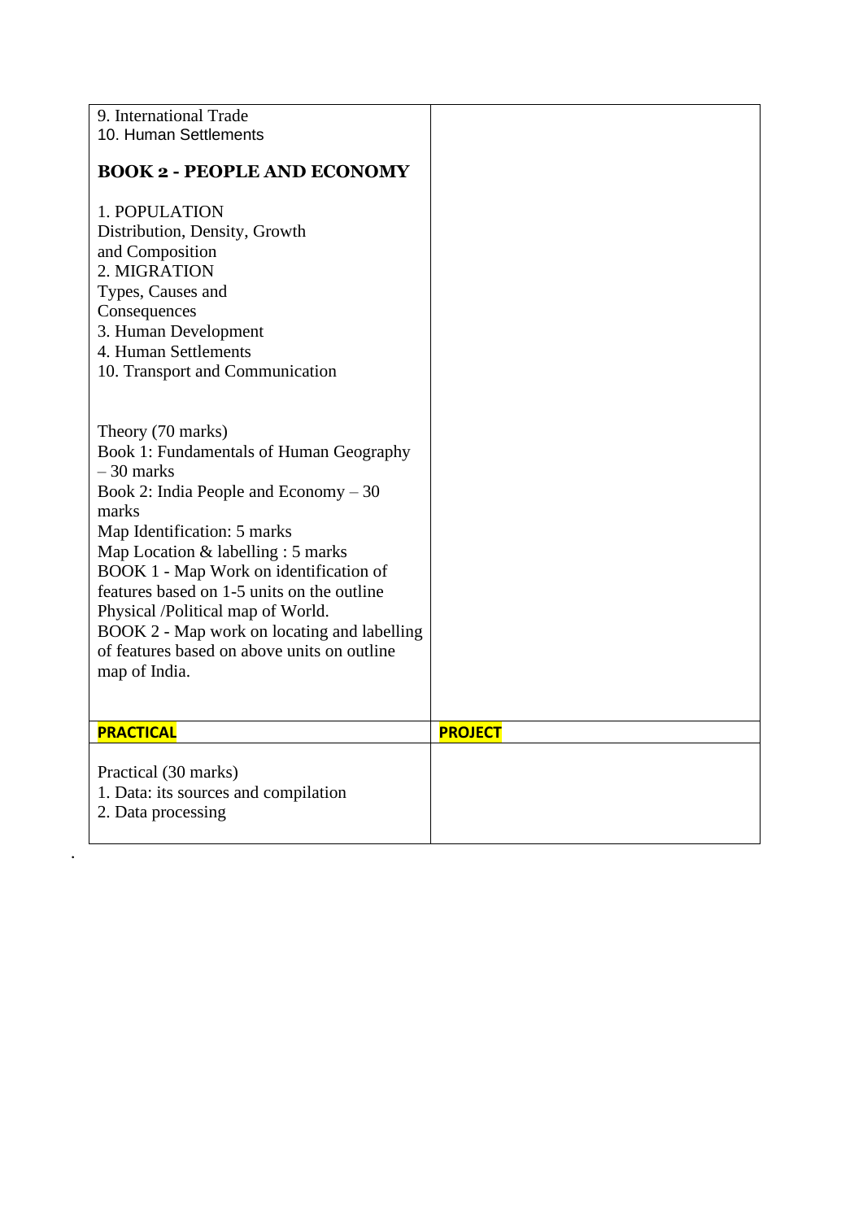| | |
|---|---|
| 9. International Trade<br>10. Human Settlements<br><br>**BOOK 2 - PEOPLE AND ECONOMY**<br><br>1. POPULATION<br>Distribution, Density, Growth and Composition<br>2. MIGRATION<br>Types, Causes and Consequences<br>3. Human Development<br>4. Human Settlements<br>10. Transport and Communication<br><br>Theory (70 marks)<br>Book 1: Fundamentals of Human Geography – 30 marks<br>Book 2: India People and Economy – 30 marks<br>Map Identification: 5 marks<br>Map Location & labelling : 5 marks<br>BOOK 1 - Map Work on identification of features based on 1-5 units on the outline Physical /Political map of World.<br>BOOK 2 - Map work on locating and labelling of features based on above units on outline map of India. | |
| **PRACTICAL** | **PROJECT** |
| Practical (30 marks)<br>1. Data: its sources and compilation<br>2. Data processing | |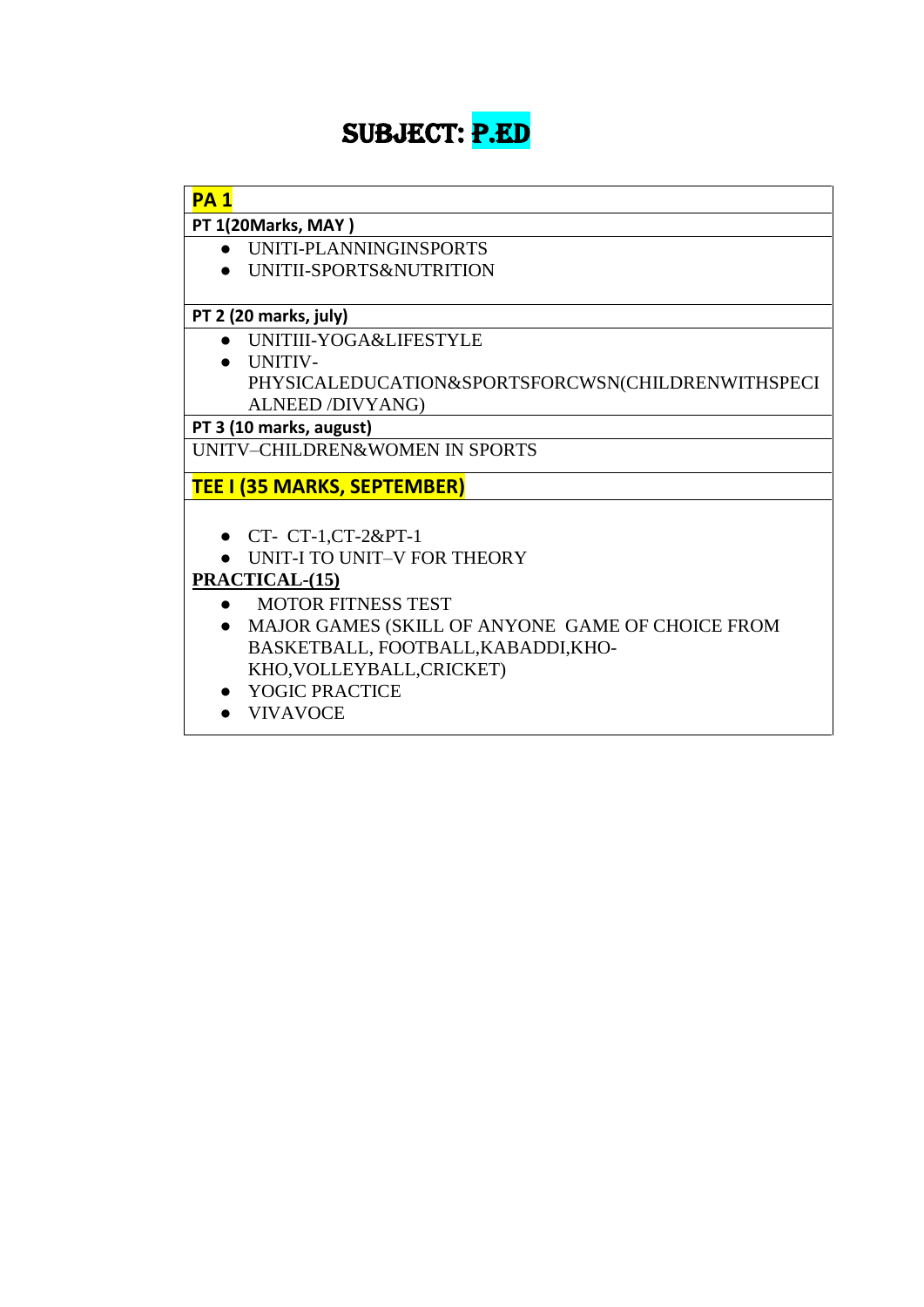# SUBJECT: P.ED

**PA 1**

**PT 1(20Marks, MAY )**

- UNITI-PLANNINGINSPORTS
- UNITII-SPORTS&NUTRITION

**PT 2 (20 marks, july)**

- UNITIII-YOGA&LIFESTYLE
- UNITIV-PHYSICALEDUCATION&SPORTSFORCWSN(CHILDRENWITHSPECIALNEED /DIVYANG)

**PT 3 (10 marks, august)**

UNITV–CHILDREN&WOMEN IN SPORTS

**TEE I (35 MARKS, SEPTEMBER)**

- CT- CT-1,CT-2&PT-1
- UNIT-I TO UNIT–V FOR THEORY

**PRACTICAL-(15)**

- MOTOR FITNESS TEST
- MAJOR GAMES (SKILL OF ANYONE GAME OF CHOICE FROM BASKETBALL, FOOTBALL,KABADDI,KHO-KHO,VOLLEYBALL,CRICKET)
- YOGIC PRACTICE
- VIVAVOCE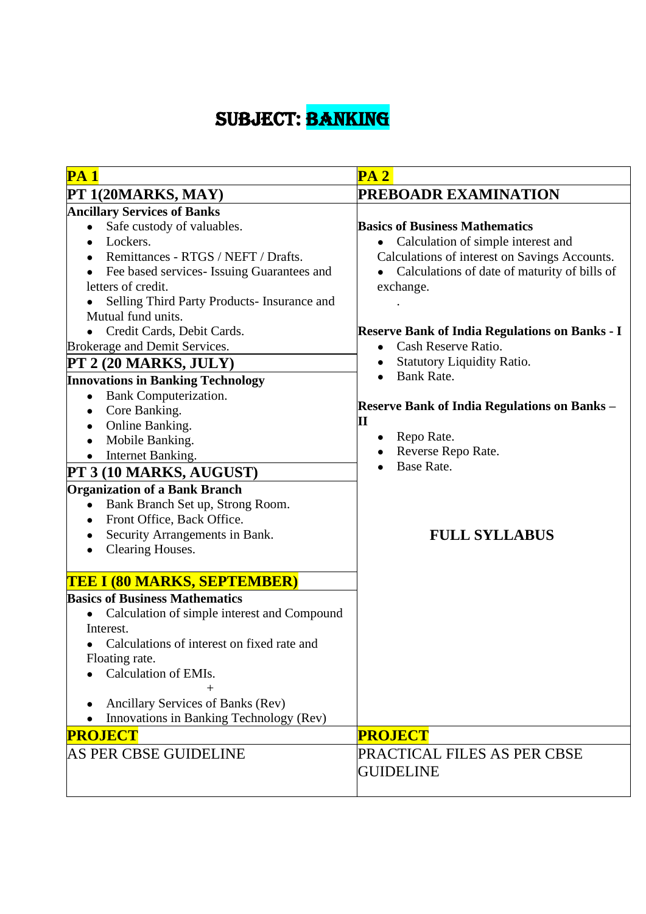# SUBJECT: BANKING

| PA 1 | PA 2 |
|---|---|
| **PT 1(20MARKS, MAY)** | **PREBOADR EXAMINATION** |
| **Ancillary Services of Banks**<br>• Safe custody of valuables.<br>• Lockers.<br>• Remittances - RTGS / NEFT / Drafts.<br>• Fee based services- Issuing Guarantees and letters of credit.<br>• Selling Third Party Products- Insurance and Mutual fund units.<br>• Credit Cards, Debit Cards.<br>Brokerage and Demit Services.<br>**PT 2 (20 MARKS, JULY)**<br>**Innovations in Banking Technology**<br>• Bank Computerization.<br>• Core Banking.<br>• Online Banking.<br>• Mobile Banking.<br>• Internet Banking.<br>**PT 3 (10 MARKS, AUGUST)**<br>**Organization of a Bank Branch**<br>• Bank Branch Set up, Strong Room.<br>• Front Office, Back Office.<br>• Security Arrangements in Bank.<br>• Clearing Houses.<br><br>**TEE I (80 MARKS, SEPTEMBER)**<br>**Basics of Business Mathematics**<br>• Calculation of simple interest and Compound Interest.<br>• Calculations of interest on fixed rate and Floating rate.<br>• Calculation of EMIs.<br>+<br>• Ancillary Services of Banks (Rev)<br>• Innovations in Banking Technology (Rev) | **Basics of Business Mathematics**<br>• Calculation of simple interest and Calculations of interest on Savings Accounts.<br>• Calculations of date of maturity of bills of exchange.<br>.<br><br>**Reserve Bank of India Regulations on Banks - I**<br>• Cash Reserve Ratio.<br>• Statutory Liquidity Ratio.<br>• Bank Rate.<br><br>**Reserve Bank of India Regulations on Banks – II**<br>• Repo Rate.<br>• Reverse Repo Rate.<br>• Base Rate.<br><br>**FULL SYLLABUS** |
| **PROJECT** | **PROJECT** |
| AS PER CBSE GUIDELINE | PRACTICAL FILES AS PER CBSE GUIDELINE |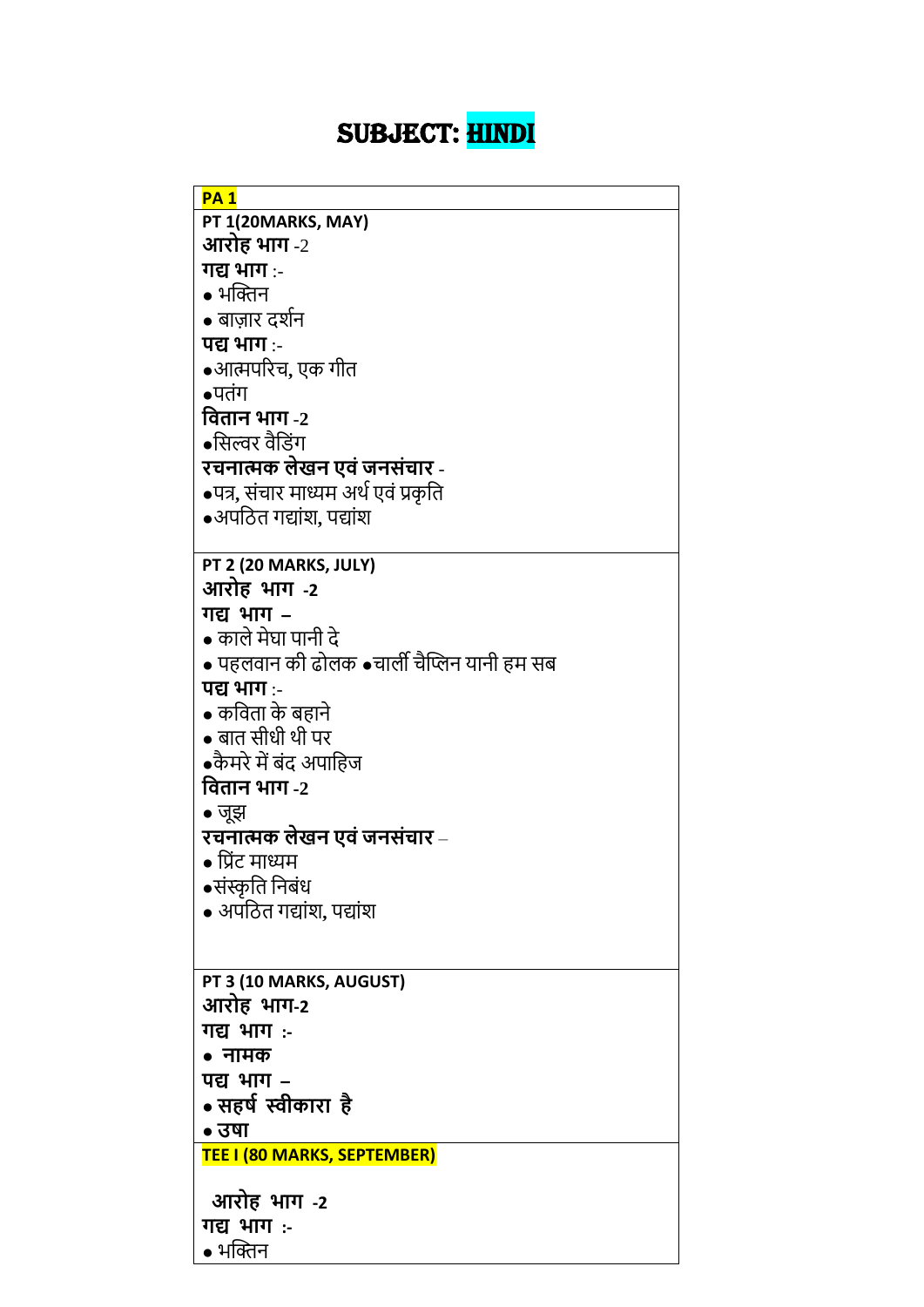# SUBJECT: HINDI

| **PA 1** |
|---|
| **PT 1(20MARKS, MAY)**<br>**आरोह भाग** -2<br>**गद्य भाग** :-<br>● भक्तिन<br>● बाज़ार दर्शन<br>**पद्य भाग** :-<br>●आत्मपरिच, एक गीत<br>●पतंग<br>**वितान भाग -2**<br>●सिल्वर वैडिंग<br>**रचनात्मक लेखन एवं जनसंचार** -<br>●पत्र, संचार माध्यम अर्थ एवं प्रकृति<br>●अपठित गद्यांश, पद्यांश |
| **PT 2 (20 MARKS, JULY)**<br>**आरोह भाग -2**<br>**गद्य भाग –**<br>● काले मेघा पानी दे<br>● पहलवान की ढोलक ●चार्ली चैप्लिन यानी हम सब<br>**पद्य भाग** :-<br>● कविता के बहाने<br>● बात सीधी थी पर<br>●कैमरे में बंद अपाहिज<br>**वितान भाग -2**<br>● जूझ<br>**रचनात्मक लेखन एवं जनसंचार** –<br>● प्रिंट माध्यम<br>●संस्कृति निबंध<br>● अपठित गद्यांश, पद्यांश |
| **PT 3 (10 MARKS, AUGUST)**<br>**आरोह भाग-2**<br>**गद्य भाग :-**<br>**● नामक**<br>**पद्य भाग –**<br>**● सहर्ष स्वीकारा है**<br>**● उषा** |
| **TEE I (80 MARKS, SEPTEMBER)** |
| **आरोह भाग -2**<br>**गद्य भाग :-**<br>● भक्तिन |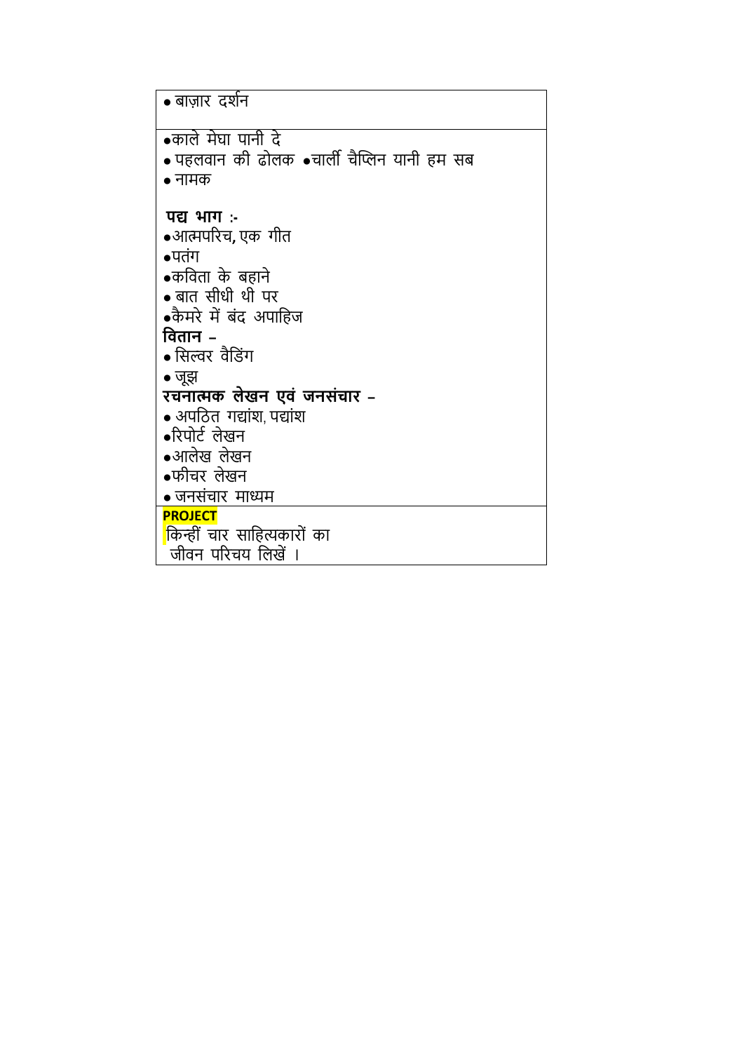| • बाज़ार दर्शन |
|---|
| •काले मेघा पानी दे<br>• पहलवान की ढोलक •चार्ली चैप्लिन यानी हम सब<br>• नामक<br><br>**पद्य भाग :-**<br>•आत्मपरिच, एक गीत<br>•पतंग<br>•कविता के बहाने<br>• बात सीधी थी पर<br>•कैमरे में बंद अपाहिज<br>**वितान –**<br>• सिल्वर वैडिंग<br>• जूझ<br>**रचनात्मक लेखन एवं जनसंचार –**<br>• अपठित गद्यांश, पद्यांश<br>•रिपोर्ट लेखन<br>•आलेख लेखन<br>•फीचर लेखन<br>• जनसंचार माध्यम |
| **PROJECT**<br>किन्हीं चार साहित्यकारों का<br>जीवन परिचय लिखें । |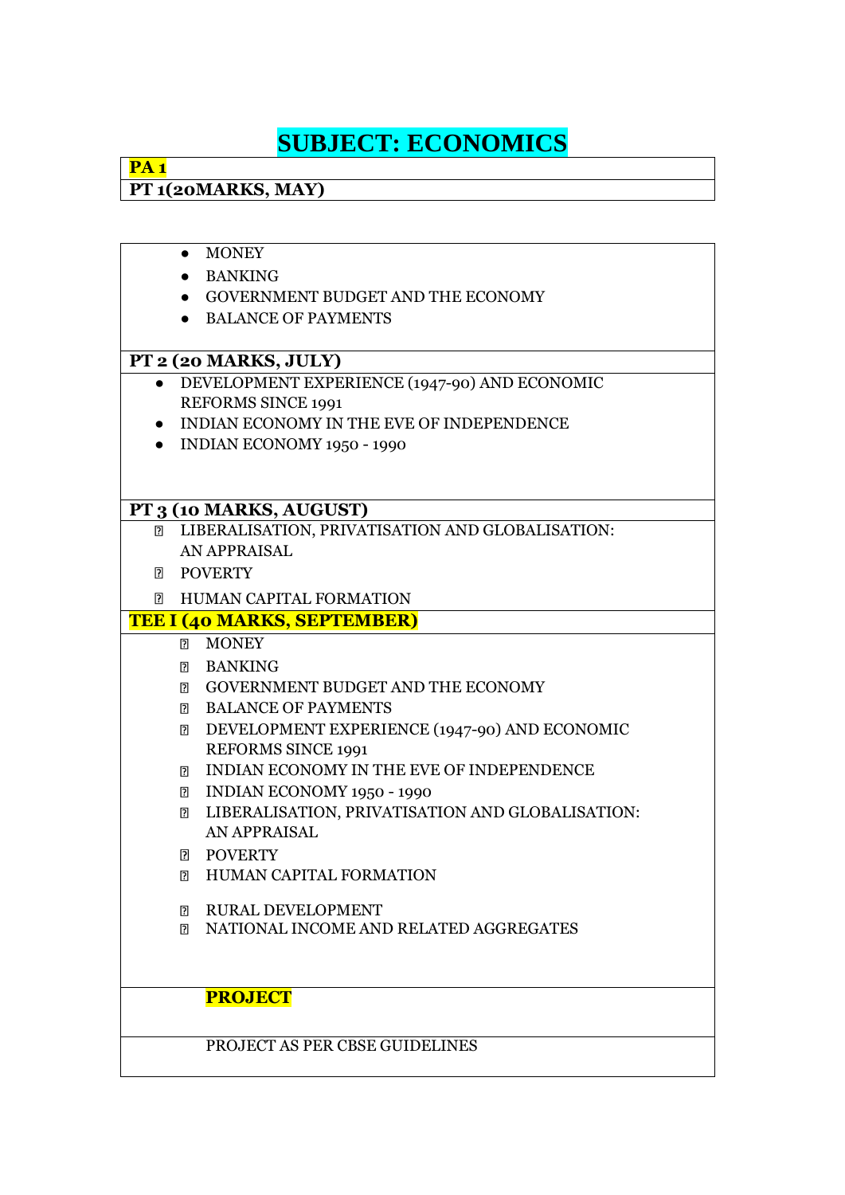# SUBJECT: ECONOMICS

**PA 1**

**PT 1(20MARKS, MAY)**

- MONEY
- BANKING
- GOVERNMENT BUDGET AND THE ECONOMY
- BALANCE OF PAYMENTS

**PT 2 (20 MARKS, JULY)**

- DEVELOPMENT EXPERIENCE (1947-90) AND ECONOMIC REFORMS SINCE 1991
- INDIAN ECONOMY IN THE EVE OF INDEPENDENCE
- INDIAN ECONOMY 1950 - 1990

**PT 3 (10 MARKS, AUGUST)**

- LIBERALISATION, PRIVATISATION AND GLOBALISATION: AN APPRAISAL
- POVERTY
- HUMAN CAPITAL FORMATION

**TEE I (40 MARKS, SEPTEMBER)**

- MONEY
- BANKING
- GOVERNMENT BUDGET AND THE ECONOMY
- BALANCE OF PAYMENTS
- DEVELOPMENT EXPERIENCE (1947-90) AND ECONOMIC REFORMS SINCE 1991
- INDIAN ECONOMY IN THE EVE OF INDEPENDENCE
- INDIAN ECONOMY 1950 - 1990
- LIBERALISATION, PRIVATISATION AND GLOBALISATION: AN APPRAISAL
- POVERTY
- HUMAN CAPITAL FORMATION
- RURAL DEVELOPMENT
- NATIONAL INCOME AND RELATED AGGREGATES

**PROJECT**

PROJECT AS PER CBSE GUIDELINES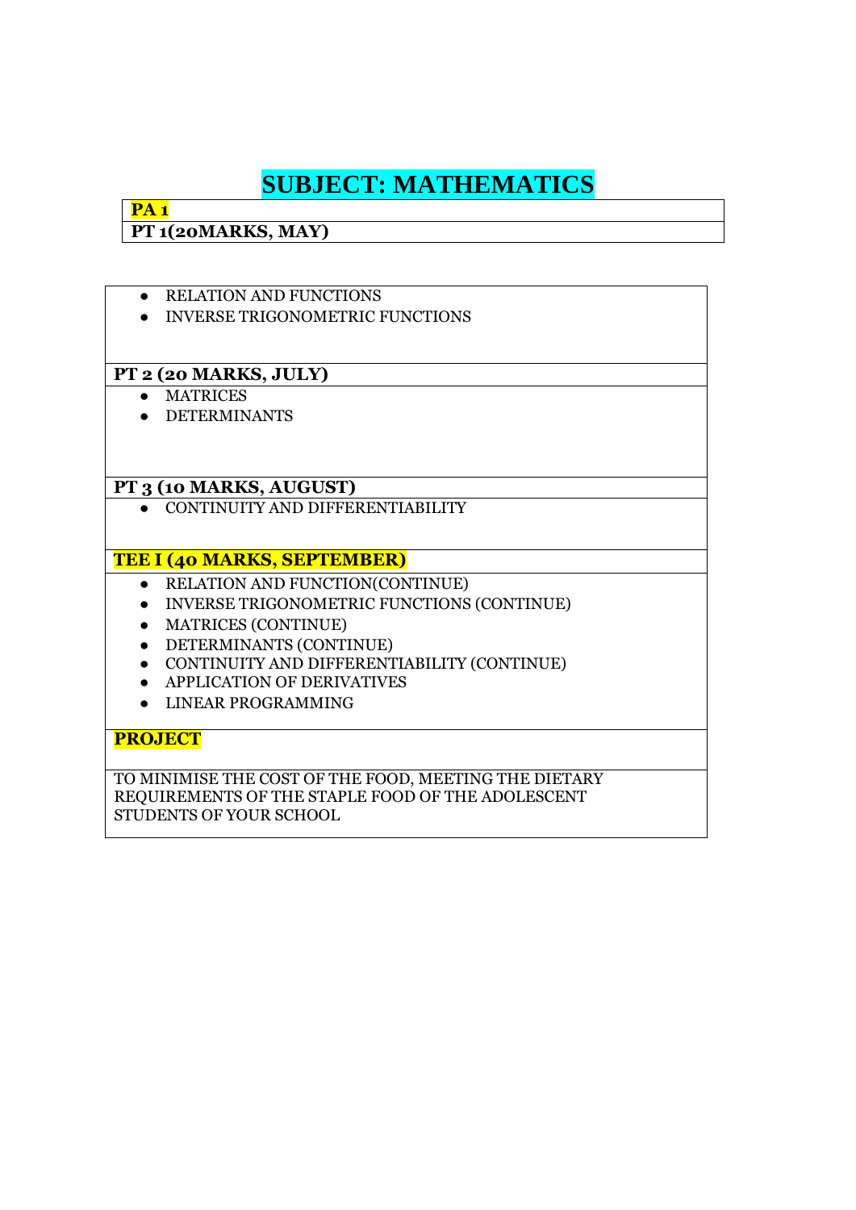# SUBJECT: MATHEMATICS

**PA 1**

**PT 1(20MARKS, MAY)**

- RELATION AND FUNCTIONS
- INVERSE TRIGONOMETRIC FUNCTIONS

**PT 2 (20 MARKS, JULY)**

- MATRICES
- DETERMINANTS

**PT 3 (10 MARKS, AUGUST)**

- CONTINUITY AND DIFFERENTIABILITY

**TEE I (40 MARKS, SEPTEMBER)**

- RELATION AND FUNCTION(CONTINUE)
- INVERSE TRIGONOMETRIC FUNCTIONS (CONTINUE)
- MATRICES (CONTINUE)
- DETERMINANTS (CONTINUE)
- CONTINUITY AND DIFFERENTIABILITY (CONTINUE)
- APPLICATION OF DERIVATIVES
- LINEAR PROGRAMMING

**PROJECT**

TO MINIMISE THE COST OF THE FOOD, MEETING THE DIETARY REQUIREMENTS OF THE STAPLE FOOD OF THE ADOLESCENT STUDENTS OF YOUR SCHOOL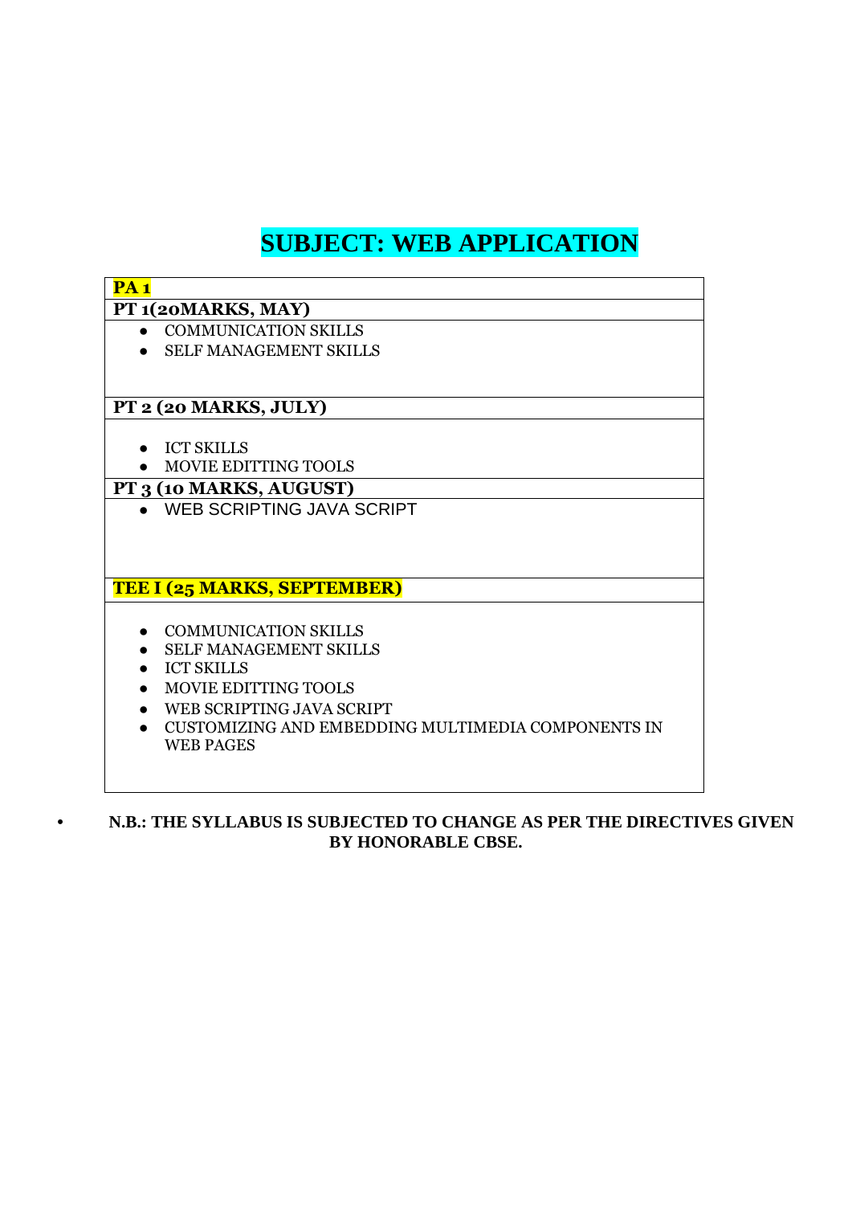# SUBJECT: WEB APPLICATION

| |
|---|
| **PA 1** |
| **PT 1(20MARKS, MAY)** |
| • COMMUNICATION SKILLS<br>• SELF MANAGEMENT SKILLS |
| **PT 2 (20 MARKS, JULY)** |
| • ICT SKILLS<br>• MOVIE EDITTING TOOLS |
| **PT 3 (10 MARKS, AUGUST)** |
| • WEB SCRIPTING JAVA SCRIPT |
| **TEE I (25 MARKS, SEPTEMBER)** |
| • COMMUNICATION SKILLS<br>• SELF MANAGEMENT SKILLS<br>• ICT SKILLS<br>• MOVIE EDITTING TOOLS<br>• WEB SCRIPTING JAVA SCRIPT<br>• CUSTOMIZING AND EMBEDDING MULTIMEDIA COMPONENTS IN WEB PAGES |

- **N.B.: THE SYLLABUS IS SUBJECTED TO CHANGE AS PER THE DIRECTIVES GIVEN BY HONORABLE CBSE.**